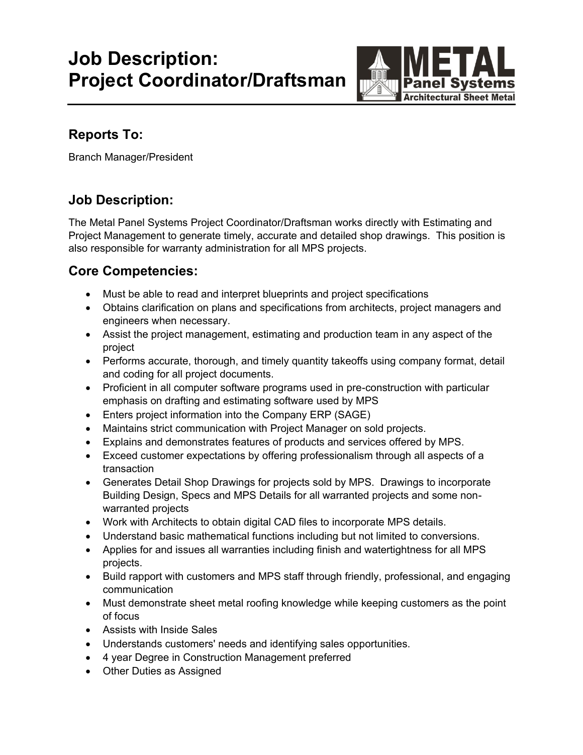# Job Description: Project Coordinator/Draftsman

METAL Panel Systems
Architectural Sheet Metal

## Reports To:

Branch Manager/President

## Job Description:

The Metal Panel Systems Project Coordinator/Draftsman works directly with Estimating and Project Management to generate timely, accurate and detailed shop drawings. This position is also responsible for warranty administration for all MPS projects.

## Core Competencies:

- Must be able to read and interpret blueprints and project specifications
- Obtains clarification on plans and specifications from architects, project managers and engineers when necessary.
- Assist the project management, estimating and production team in any aspect of the project
- Performs accurate, thorough, and timely quantity takeoffs using company format, detail and coding for all project documents.
- Proficient in all computer software programs used in pre-construction with particular emphasis on drafting and estimating software used by MPS
- Enters project information into the Company ERP (SAGE)
- Maintains strict communication with Project Manager on sold projects.
- Explains and demonstrates features of products and services offered by MPS.
- Exceed customer expectations by offering professionalism through all aspects of a transaction
- Generates Detail Shop Drawings for projects sold by MPS. Drawings to incorporate Building Design, Specs and MPS Details for all warranted projects and some non-warranted projects
- Work with Architects to obtain digital CAD files to incorporate MPS details.
- Understand basic mathematical functions including but not limited to conversions.
- Applies for and issues all warranties including finish and watertightness for all MPS projects.
- Build rapport with customers and MPS staff through friendly, professional, and engaging communication
- Must demonstrate sheet metal roofing knowledge while keeping customers as the point of focus
- Assists with Inside Sales
- Understands customers' needs and identifying sales opportunities.
- 4 year Degree in Construction Management preferred
- Other Duties as Assigned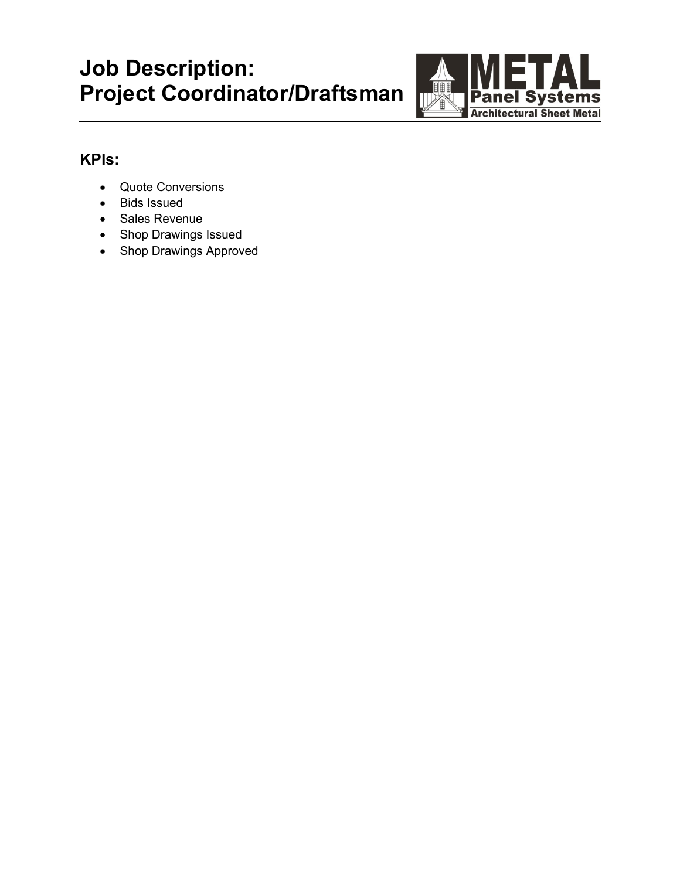# Job Description: Project Coordinator/Draftsman

## KPIs:

- Quote Conversions
- Bids Issued
- Sales Revenue
- Shop Drawings Issued
- Shop Drawings Approved